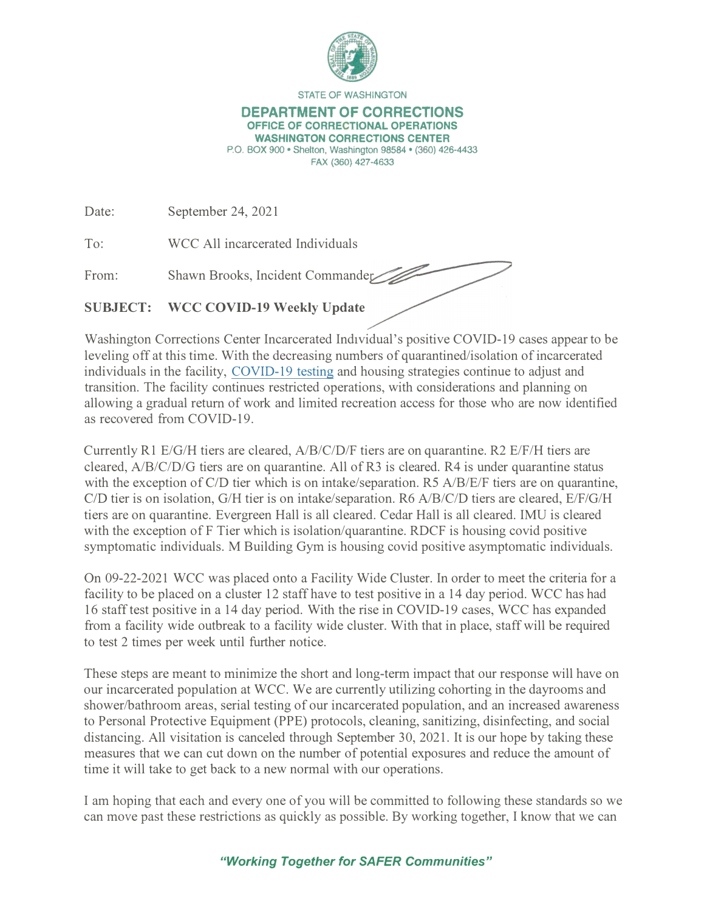STATE OF WASHINGTON

**DEPARTMENT OF CORRECTIONS**
**OFFICE OF CORRECTIONAL OPERATIONS**
**WASHINGTON CORRECTIONS CENTER**
P.O. BOX 900 • Shelton, Washington 98584 • (360) 426-4433
FAX (360) 427-4633

Date: September 24, 2021

To: WCC All incarcerated Individuals

From: Shawn Brooks, Incident Commander

**SUBJECT: WCC COVID-19 Weekly Update**

Washington Corrections Center Incarcerated Individual's positive COVID-19 cases appear to be leveling off at this time. With the decreasing numbers of quarantined/isolation of incarcerated individuals in the facility, COVID-19 testing and housing strategies continue to adjust and transition. The facility continues restricted operations, with considerations and planning on allowing a gradual return of work and limited recreation access for those who are now identified as recovered from COVID-19.

Currently R1 E/G/H tiers are cleared, A/B/C/D/F tiers are on quarantine. R2 E/F/H tiers are cleared, A/B/C/D/G tiers are on quarantine. All of R3 is cleared. R4 is under quarantine status with the exception of C/D tier which is on intake/separation. R5 A/B/E/F tiers are on quarantine, C/D tier is on isolation, G/H tier is on intake/separation. R6 A/B/C/D tiers are cleared, E/F/G/H tiers are on quarantine. Evergreen Hall is all cleared. Cedar Hall is all cleared. IMU is cleared with the exception of F Tier which is isolation/quarantine. RDCF is housing covid positive symptomatic individuals. M Building Gym is housing covid positive asymptomatic individuals.

On 09-22-2021 WCC was placed onto a Facility Wide Cluster. In order to meet the criteria for a facility to be placed on a cluster 12 staff have to test positive in a 14 day period. WCC has had 16 staff test positive in a 14 day period. With the rise in COVID-19 cases, WCC has expanded from a facility wide outbreak to a facility wide cluster. With that in place, staff will be required to test 2 times per week until further notice.

These steps are meant to minimize the short and long-term impact that our response will have on our incarcerated population at WCC. We are currently utilizing cohorting in the dayrooms and shower/bathroom areas, serial testing of our incarcerated population, and an increased awareness to Personal Protective Equipment (PPE) protocols, cleaning, sanitizing, disinfecting, and social distancing. All visitation is canceled through September 30, 2021. It is our hope by taking these measures that we can cut down on the number of potential exposures and reduce the amount of time it will take to get back to a new normal with our operations.

I am hoping that each and every one of you will be committed to following these standards so we can move past these restrictions as quickly as possible. By working together, I know that we can

***"Working Together for SAFER Communities"***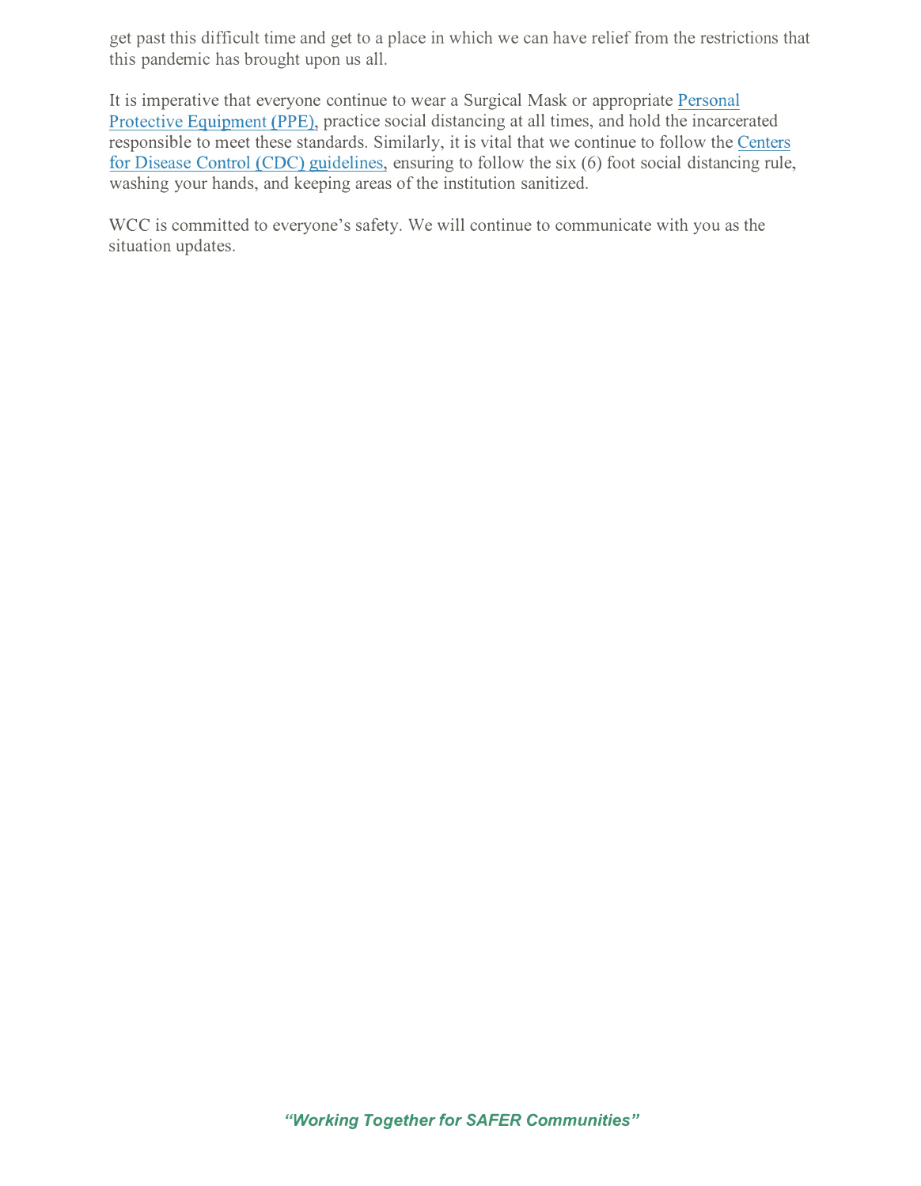get past this difficult time and get to a place in which we can have relief from the restrictions that this pandemic has brought upon us all.

It is imperative that everyone continue to wear a Surgical Mask or appropriate Personal Protective Equipment (PPE), practice social distancing at all times, and hold the incarcerated responsible to meet these standards. Similarly, it is vital that we continue to follow the Centers for Disease Control (CDC) guidelines, ensuring to follow the six (6) foot social distancing rule, washing your hands, and keeping areas of the institution sanitized.

WCC is committed to everyone's safety. We will continue to communicate with you as the situation updates.

***"Working Together for SAFER Communities"***